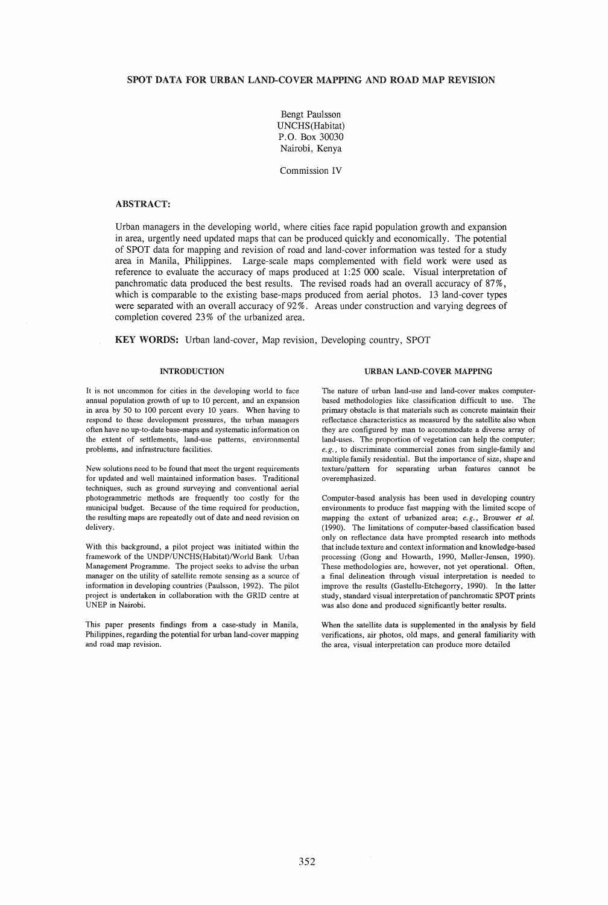# SPOT DATA FOR URBAN LAND-COVER MAPPING AND ROAD MAP REVISION

Bengt Paulsson
UNCHS(Habitat)
P.O. Box 30030
Nairobi, Kenya

Commission IV

**ABSTRACT:**

Urban managers in the developing world, where cities face rapid population growth and expansion in area, urgently need updated maps that can be produced quickly and economically. The potential of SPOT data for mapping and revision of road and land-cover information was tested for a study area in Manila, Philippines. Large-scale maps complemented with field work were used as reference to evaluate the accuracy of maps produced at 1:25 000 scale. Visual interpretation of panchromatic data produced the best results. The revised roads had an overall accuracy of 87%, which is comparable to the existing base-maps produced from aerial photos. 13 land-cover types were separated with an overall accuracy of 92%. Areas under construction and varying degrees of completion covered 23% of the urbanized area.

**KEY WORDS:** Urban land-cover, Map revision, Developing country, SPOT

## INTRODUCTION

It is not uncommon for cities in the developing world to face annual population growth of up to 10 percent, and an expansion in area by 50 to 100 percent every 10 years. When having to respond to these development pressures, the urban managers often have no up-to-date base-maps and systematic information on the extent of settlements, land-use patterns, environmental problems, and infrastructure facilities.

New solutions need to be found that meet the urgent requirements for updated and well maintained information bases. Traditional techniques, such as ground surveying and conventional aerial photogrammetric methods are frequently too costly for the municipal budget. Because of the time required for production, the resulting maps are repeatedly out of date and need revision on delivery.

With this background, a pilot project was initiated within the framework of the UNDP/UNCHS(Habitat)/World Bank Urban Management Programme. The project seeks to advise the urban manager on the utility of satellite remote sensing as a source of information in developing countries (Paulsson, 1992). The pilot project is undertaken in collaboration with the GRID centre at UNEP in Nairobi.

This paper presents findings from a case-study in Manila, Philippines, regarding the potential for urban land-cover mapping and road map revision.

## URBAN LAND-COVER MAPPING

The nature of urban land-use and land-cover makes computer-based methodologies like classification difficult to use. The primary obstacle is that materials such as concrete maintain their reflectance characteristics as measured by the satellite also when they are configured by man to accommodate a diverse array of land-uses. The proportion of vegetation can help the computer; *e.g.*, to discriminate commercial zones from single-family and multiple family residential. But the importance of size, shape and texture/pattern for separating urban features cannot be overemphasized.

Computer-based analysis has been used in developing country environments to produce fast mapping with the limited scope of mapping the extent of urbanized area; *e.g.*, Brouwer *et al.* (1990). The limitations of computer-based classification based only on reflectance data have prompted research into methods that include texture and context information and knowledge-based processing (Gong and Howarth, 1990, Møller-Jensen, 1990). These methodologies are, however, not yet operational. Often, a final delineation through visual interpretation is needed to improve the results (Gastellu-Etchegorry, 1990). In the latter study, standard visual interpretation of panchromatic SPOT prints was also done and produced significantly better results.

When the satellite data is supplemented in the analysis by field verifications, air photos, old maps, and general familiarity with the area, visual interpretation can produce more detailed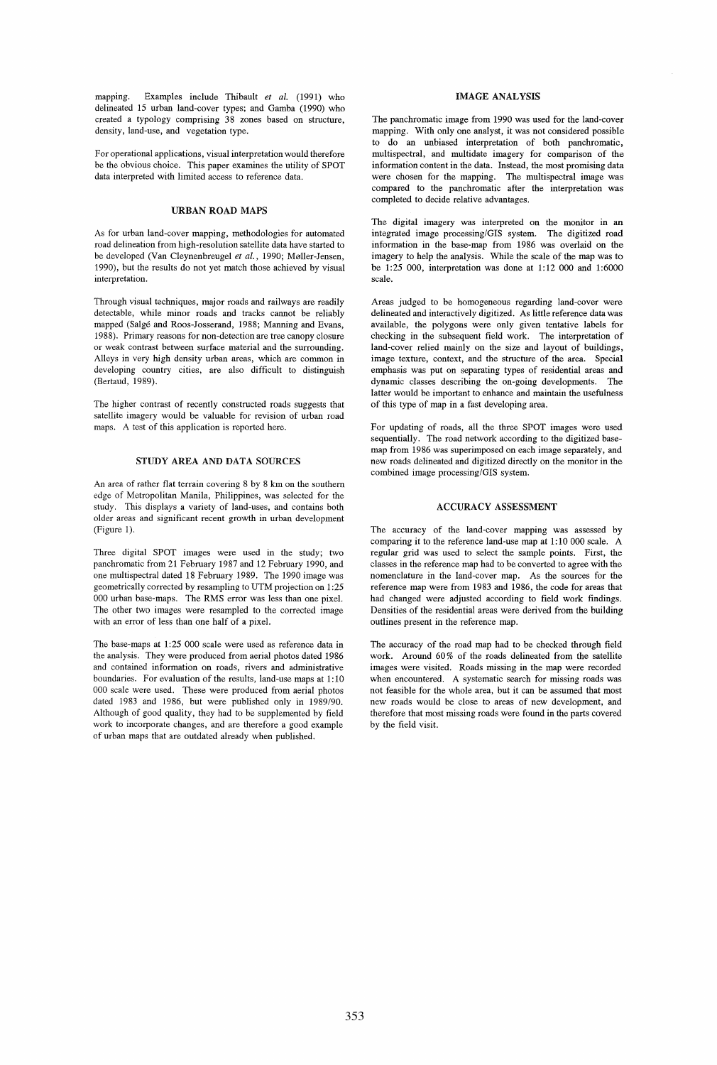mapping. Examples include Thibault *et al.* (1991) who delineated 15 urban land-cover types; and Gamba (1990) who created a typology comprising 38 zones based on structure, density, land-use, and vegetation type.

For operational applications, visual interpretation would therefore be the obvious choice. This paper examines the utility of SPOT data interpreted with limited access to reference data.

## URBAN ROAD MAPS

As for urban land-cover mapping, methodologies for automated road delineation from high-resolution satellite data have started to be developed (Van Cleynenbreugel *et al.*, 1990; Møller-Jensen, 1990), but the results do not yet match those achieved by visual interpretation.

Through visual techniques, major roads and railways are readily detectable, while minor roads and tracks cannot be reliably mapped (Salgé and Roos-Josserand, 1988; Manning and Evans, 1988). Primary reasons for non-detection are tree canopy closure or weak contrast between surface material and the surrounding. Alleys in very high density urban areas, which are common in developing country cities, are also difficult to distinguish (Bertaud, 1989).

The higher contrast of recently constructed roads suggests that satellite imagery would be valuable for revision of urban road maps. A test of this application is reported here.

## STUDY AREA AND DATA SOURCES

An area of rather flat terrain covering 8 by 8 km on the southern edge of Metropolitan Manila, Philippines, was selected for the study. This displays a variety of land-uses, and contains both older areas and significant recent growth in urban development (Figure 1).

Three digital SPOT images were used in the study; two panchromatic from 21 February 1987 and 12 February 1990, and one multispectral dated 18 February 1989. The 1990 image was geometrically corrected by resampling to UTM projection on 1:25 000 urban base-maps. The RMS error was less than one pixel. The other two images were resampled to the corrected image with an error of less than one half of a pixel.

The base-maps at 1:25 000 scale were used as reference data in the analysis. They were produced from aerial photos dated 1986 and contained information on roads, rivers and administrative boundaries. For evaluation of the results, land-use maps at 1:10 000 scale were used. These were produced from aerial photos dated 1983 and 1986, but were published only in 1989/90. Although of good quality, they had to be supplemented by field work to incorporate changes, and are therefore a good example of urban maps that are outdated already when published.

## IMAGE ANALYSIS

The panchromatic image from 1990 was used for the land-cover mapping. With only one analyst, it was not considered possible to do an unbiased interpretation of both panchromatic, multispectral, and multidate imagery for comparison of the information content in the data. Instead, the most promising data were chosen for the mapping. The multispectral image was compared to the panchromatic after the interpretation was completed to decide relative advantages.

The digital imagery was interpreted on the monitor in an integrated image processing/GIS system. The digitized road information in the base-map from 1986 was overlaid on the imagery to help the analysis. While the scale of the map was to be 1:25 000, interpretation was done at 1:12 000 and 1:6000 scale.

Areas judged to be homogeneous regarding land-cover were delineated and interactively digitized. As little reference data was available, the polygons were only given tentative labels for checking in the subsequent field work. The interpretation of land-cover relied mainly on the size and layout of buildings, image texture, context, and the structure of the area. Special emphasis was put on separating types of residential areas and dynamic classes describing the on-going developments. The latter would be important to enhance and maintain the usefulness of this type of map in a fast developing area.

For updating of roads, all the three SPOT images were used sequentially. The road network according to the digitized base-map from 1986 was superimposed on each image separately, and new roads delineated and digitized directly on the monitor in the combined image processing/GIS system.

## ACCURACY ASSESSMENT

The accuracy of the land-cover mapping was assessed by comparing it to the reference land-use map at 1:10 000 scale. A regular grid was used to select the sample points. First, the classes in the reference map had to be converted to agree with the nomenclature in the land-cover map. As the sources for the reference map were from 1983 and 1986, the code for areas that had changed were adjusted according to field work findings. Densities of the residential areas were derived from the building outlines present in the reference map.

The accuracy of the road map had to be checked through field work. Around 60% of the roads delineated from the satellite images were visited. Roads missing in the map were recorded when encountered. A systematic search for missing roads was not feasible for the whole area, but it can be assumed that most new roads would be close to areas of new development, and therefore that most missing roads were found in the parts covered by the field visit.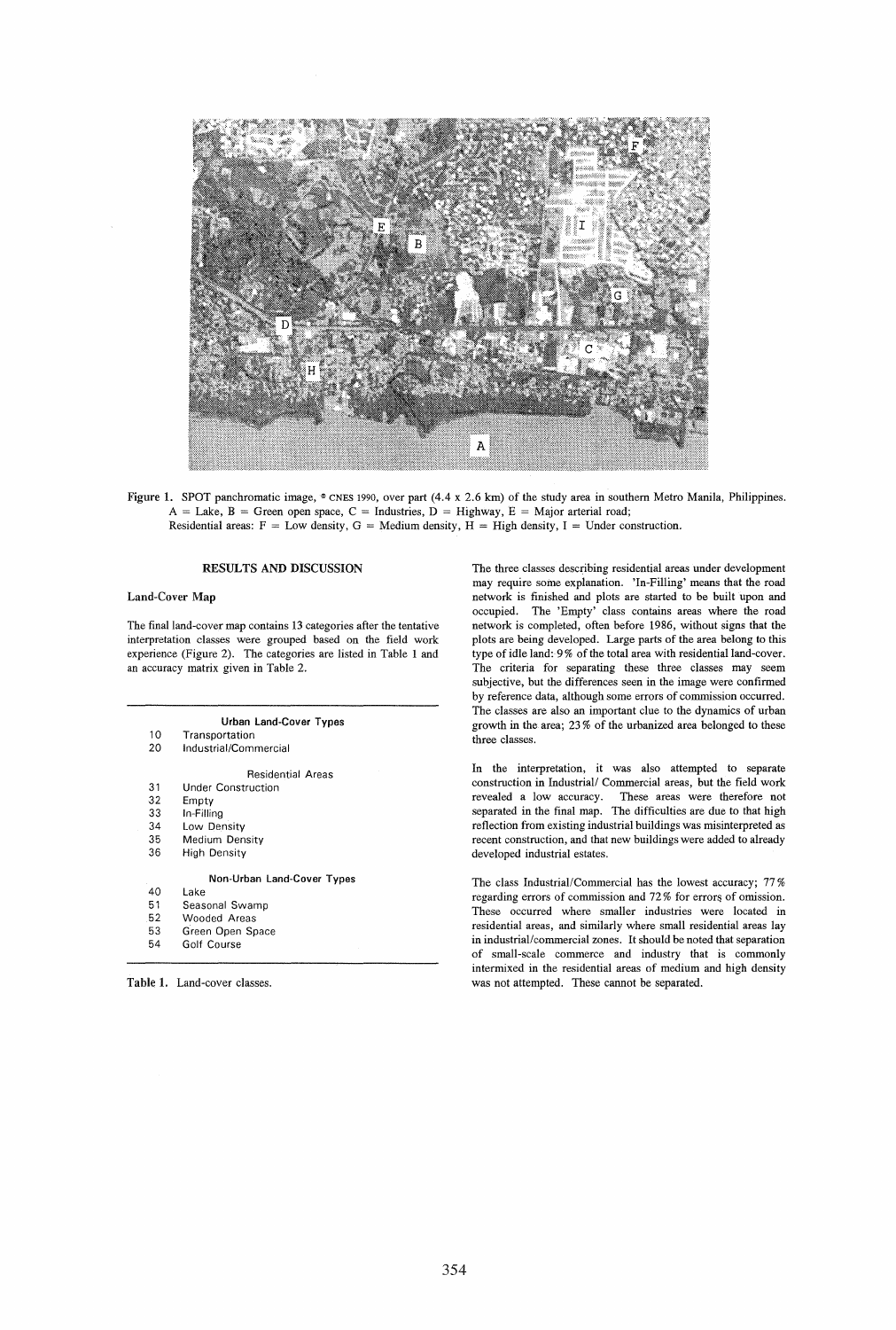Figure 1. SPOT panchromatic image, © CNES 1990, over part (4.4 x 2.6 km) of the study area in southern Metro Manila, Philippines. A = Lake, B = Green open space, C = Industries, D = Highway, E = Major arterial road; Residential areas: F = Low density, G = Medium density, H = High density, I = Under construction.

## RESULTS AND DISCUSSION

### Land-Cover Map

The final land-cover map contains 13 categories after the tentative interpretation classes were grouped based on the field work experience (Figure 2). The categories are listed in Table 1 and an accuracy matrix given in Table 2.

| | |
|---|---|
| | **Urban Land-Cover Types** |
| 10 | Transportation |
| 20 | Industrial/Commercial |
| | Residential Areas |
| 31 | Under Construction |
| 32 | Empty |
| 33 | In-Filling |
| 34 | Low Density |
| 35 | Medium Density |
| 36 | High Density |
| | **Non-Urban Land-Cover Types** |
| 40 | Lake |
| 51 | Seasonal Swamp |
| 52 | Wooded Areas |
| 53 | Green Open Space |
| 54 | Golf Course |

Table 1. Land-cover classes.

The three classes describing residential areas under development may require some explanation. 'In-Filling' means that the road network is finished and plots are started to be built upon and occupied. The 'Empty' class contains areas where the road network is completed, often before 1986, without signs that the plots are being developed. Large parts of the area belong to this type of idle land: 9% of the total area with residential land-cover. The criteria for separating these three classes may seem subjective, but the differences seen in the image were confirmed by reference data, although some errors of commission occurred. The classes are also an important clue to the dynamics of urban growth in the area; 23% of the urbanized area belonged to these three classes.

In the interpretation, it was also attempted to separate construction in Industrial/ Commercial areas, but the field work revealed a low accuracy. These areas were therefore not separated in the final map. The difficulties are due to that high reflection from existing industrial buildings was misinterpreted as recent construction, and that new buildings were added to already developed industrial estates.

The class Industrial/Commercial has the lowest accuracy; 77% regarding errors of commission and 72% for errors of omission. These occurred where smaller industries were located in residential areas, and similarly where small residential areas lay in industrial/commercial zones. It should be noted that separation of small-scale commerce and industry that is commonly intermixed in the residential areas of medium and high density was not attempted. These cannot be separated.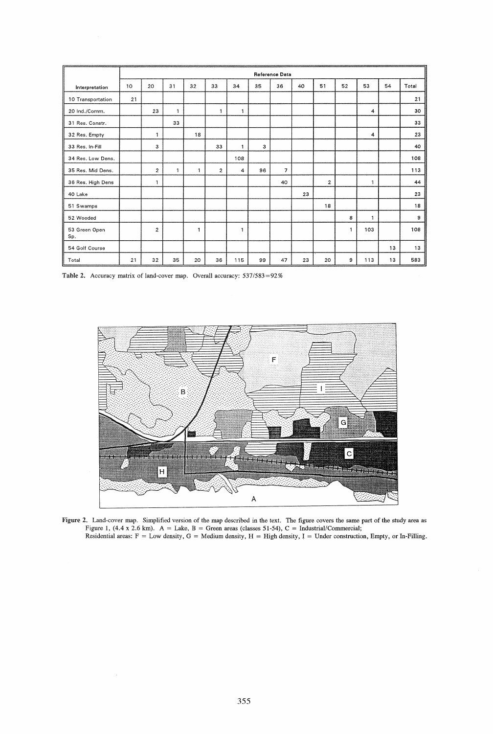| Interpretation | Reference Data | | | | | | | | | | | | | |
|---|---|---|---|---|---|---|---|---|---|---|---|---|---|---|
| | 10 | 20 | 31 | 32 | 33 | 34 | 35 | 36 | 40 | 51 | 52 | 53 | 54 | Total |
| 10 Transportation | 21 | | | | | | | | | | | | | 21 |
| 20 Ind./Comm. | | 23 | 1 | | 1 | 1 | | | | | | 4 | | 30 |
| 31 Res. Constr. | | | 33 | | | | | | | | | | | 33 |
| 32 Res. Empty | | 1 | | 18 | | | | | | | | 4 | | 23 |
| 33 Res. In-Fill | | 3 | | | 33 | 1 | 3 | | | | | | | 40 |
| 34 Res. Low Dens. | | | | | | 108 | | | | | | | | 108 |
| 35 Res. Mid Dens. | | 2 | 1 | 1 | 2 | 4 | 96 | 7 | | | | | | 113 |
| 36 Res. High Dens | | 1 | | | | | | 40 | | 2 | | 1 | | 44 |
| 40 Lake | | | | | | | | | 23 | | | | | 23 |
| 51 Swamps | | | | | | | | | | 18 | | | | 18 |
| 52 Wooded | | | | | | | | | | | 8 | 1 | | 9 |
| 53 Green Open Sp. | | 2 | | 1 | | 1 | | | | | 1 | 103 | | 108 |
| 54 Golf Course | | | | | | | | | | | | | 13 | 13 |
| Total | 21 | 32 | 35 | 20 | 36 | 115 | 99 | 47 | 23 | 20 | 9 | 113 | 13 | 583 |

**Table 2.** Accuracy matrix of land-cover map. Overall accuracy: 537/583=92%

**Figure 2.** Land-cover map. Simplified version of the map described in the text. The figure covers the same part of the study area as Figure 1, (4.4 x 2.6 km). A = Lake, B = Green areas (classes 51-54), C = Industrial/Commercial;
Residential areas: F = Low density, G = Medium density, H = High density, I = Under construction, Empty, or In-Filling.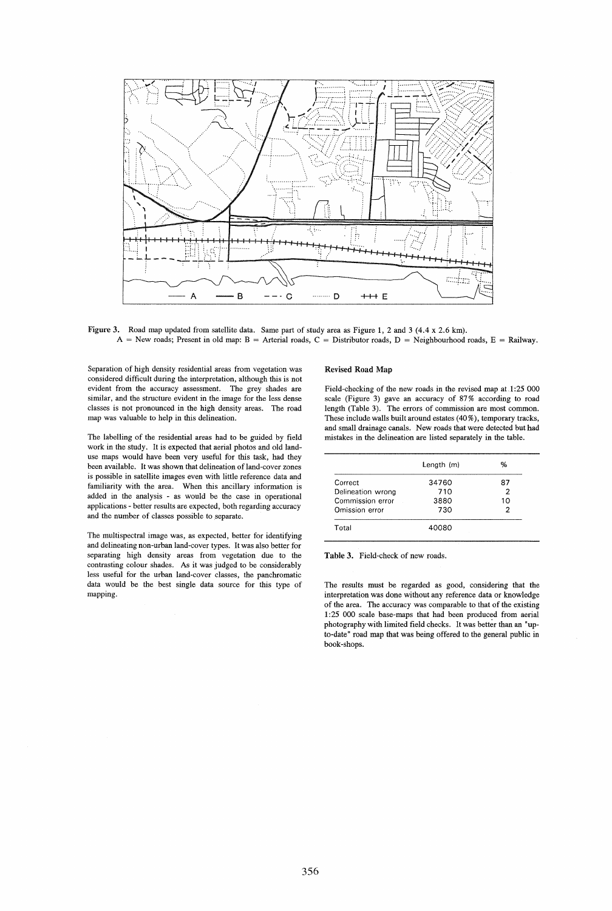— A — B - - · C ········ D +++ E

Figure 3. Road map updated from satellite data. Same part of study area as Figure 1, 2 and 3 (4.4 x 2.6 km).
A = New roads; Present in old map: B = Arterial roads, C = Distributor roads, D = Neighbourhood roads, E = Railway.

Separation of high density residential areas from vegetation was considered difficult during the interpretation, although this is not evident from the accuracy assessment. The grey shades are similar, and the structure evident in the image for the less dense classes is not pronounced in the high density areas. The road map was valuable to help in this delineation.

The labelling of the residential areas had to be guided by field work in the study. It is expected that aerial photos and old land-use maps would have been very useful for this task, had they been available. It was shown that delineation of land-cover zones is possible in satellite images even with little reference data and familiarity with the area. When this ancillary information is added in the analysis - as would be the case in operational applications - better results are expected, both regarding accuracy and the number of classes possible to separate.

The multispectral image was, as expected, better for identifying and delineating non-urban land-cover types. It was also better for separating high density areas from vegetation due to the contrasting colour shades. As it was judged to be considerably less useful for the urban land-cover classes, the panchromatic data would be the best single data source for this type of mapping.

**Revised Road Map**

Field-checking of the new roads in the revised map at 1:25 000 scale (Figure 3) gave an accuracy of 87% according to road length (Table 3). The errors of commission are most common. These include walls built around estates (40%), temporary tracks, and small drainage canals. New roads that were detected but had mistakes in the delineation are listed separately in the table.

| | Length (m) | % |
|---|---|---|
| Correct | 34760 | 87 |
| Delineation wrong | 710 | 2 |
| Commission error | 3880 | 10 |
| Omission error | 730 | 2 |
| Total | 40080 | |

Table 3. Field-check of new roads.

The results must be regarded as good, considering that the interpretation was done without any reference data or knowledge of the area. The accuracy was comparable to that of the existing 1:25 000 scale base-maps that had been produced from aerial photography with limited field checks. It was better than an "up-to-date" road map that was being offered to the general public in book-shops.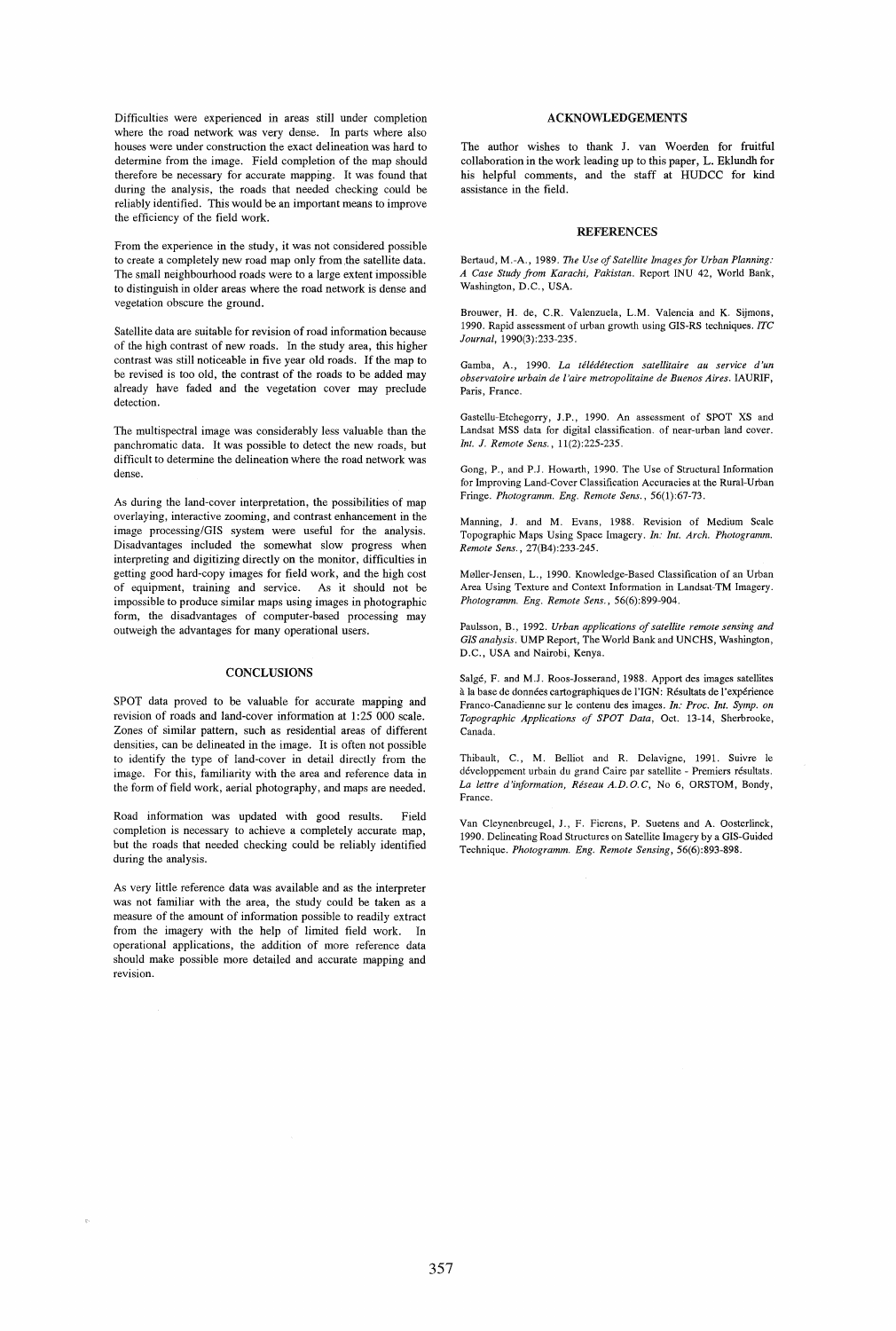Difficulties were experienced in areas still under completion where the road network was very dense. In parts where also houses were under construction the exact delineation was hard to determine from the image. Field completion of the map should therefore be necessary for accurate mapping. It was found that during the analysis, the roads that needed checking could be reliably identified. This would be an important means to improve the efficiency of the field work.

From the experience in the study, it was not considered possible to create a completely new road map only from the satellite data. The small neighbourhood roads were to a large extent impossible to distinguish in older areas where the road network is dense and vegetation obscure the ground.

Satellite data are suitable for revision of road information because of the high contrast of new roads. In the study area, this higher contrast was still noticeable in five year old roads. If the map to be revised is too old, the contrast of the roads to be added may already have faded and the vegetation cover may preclude detection.

The multispectral image was considerably less valuable than the panchromatic data. It was possible to detect the new roads, but difficult to determine the delineation where the road network was dense.

As during the land-cover interpretation, the possibilities of map overlaying, interactive zooming, and contrast enhancement in the image processing/GIS system were useful for the analysis. Disadvantages included the somewhat slow progress when interpreting and digitizing directly on the monitor, difficulties in getting good hard-copy images for field work, and the high cost of equipment, training and service. As it should not be impossible to produce similar maps using images in photographic form, the disadvantages of computer-based processing may outweigh the advantages for many operational users.

## CONCLUSIONS

SPOT data proved to be valuable for accurate mapping and revision of roads and land-cover information at 1:25 000 scale. Zones of similar pattern, such as residential areas of different densities, can be delineated in the image. It is often not possible to identify the type of land-cover in detail directly from the image. For this, familiarity with the area and reference data in the form of field work, aerial photography, and maps are needed.

Road information was updated with good results. Field completion is necessary to achieve a completely accurate map, but the roads that needed checking could be reliably identified during the analysis.

As very little reference data was available and as the interpreter was not familiar with the area, the study could be taken as a measure of the amount of information possible to readily extract from the imagery with the help of limited field work. In operational applications, the addition of more reference data should make possible more detailed and accurate mapping and revision.

## ACKNOWLEDGEMENTS

The author wishes to thank J. van Woerden for fruitful collaboration in the work leading up to this paper, L. Eklundh for his helpful comments, and the staff at HUDCC for kind assistance in the field.

## REFERENCES

Bertaud, M.-A., 1989. *The Use of Satellite Images for Urban Planning: A Case Study from Karachi, Pakistan.* Report INU 42, World Bank, Washington, D.C., USA.

Brouwer, H. de, C.R. Valenzuela, L.M. Valencia and K. Sijmons, 1990. Rapid assessment of urban growth using GIS-RS techniques. *ITC Journal*, 1990(3):233-235.

Gamba, A., 1990. *La télédétection satellitaire au service d'un observatoire urbain de l'aire metropolitaine de Buenos Aires.* IAURIF, Paris, France.

Gastellu-Etchegorry, J.P., 1990. An assessment of SPOT XS and Landsat MSS data for digital classification. of near-urban land cover. *Int. J. Remote Sens.*, 11(2):225-235.

Gong, P., and P.J. Howarth, 1990. The Use of Structural Information for Improving Land-Cover Classification Accuracies at the Rural-Urban Fringe. *Photogramm. Eng. Remote Sens.*, 56(1):67-73.

Manning, J. and M. Evans, 1988. Revision of Medium Scale Topographic Maps Using Space Imagery. *In: Int. Arch. Photogramm. Remote Sens.*, 27(B4):233-245.

Møller-Jensen, L., 1990. Knowledge-Based Classification of an Urban Area Using Texture and Context Information in Landsat-TM Imagery. *Photogramm. Eng. Remote Sens.*, 56(6):899-904.

Paulsson, B., 1992. *Urban applications of satellite remote sensing and GIS analysis.* UMP Report, The World Bank and UNCHS, Washington, D.C., USA and Nairobi, Kenya.

Salgé, F. and M.J. Roos-Josserand, 1988. Apport des images satellites à la base de données cartographiques de l'IGN: Résultats de l'expérience Franco-Canadienne sur le contenu des images. *In: Proc. Int. Symp. on Topographic Applications of SPOT Data*, Oct. 13-14, Sherbrooke, Canada.

Thibault, C., M. Belliot and R. Delavigne, 1991. Suivre le développement urbain du grand Caire par satellite - Premiers résultats. *La lettre d'information, Réseau A.D.O.C*, No 6, ORSTOM, Bondy, France.

Van Cleynenbreugel, J., F. Fierens, P. Suetens and A. Oosterlinck, 1990. Delineating Road Structures on Satellite Imagery by a GIS-Guided Technique. *Photogramm. Eng. Remote Sensing*, 56(6):893-898.